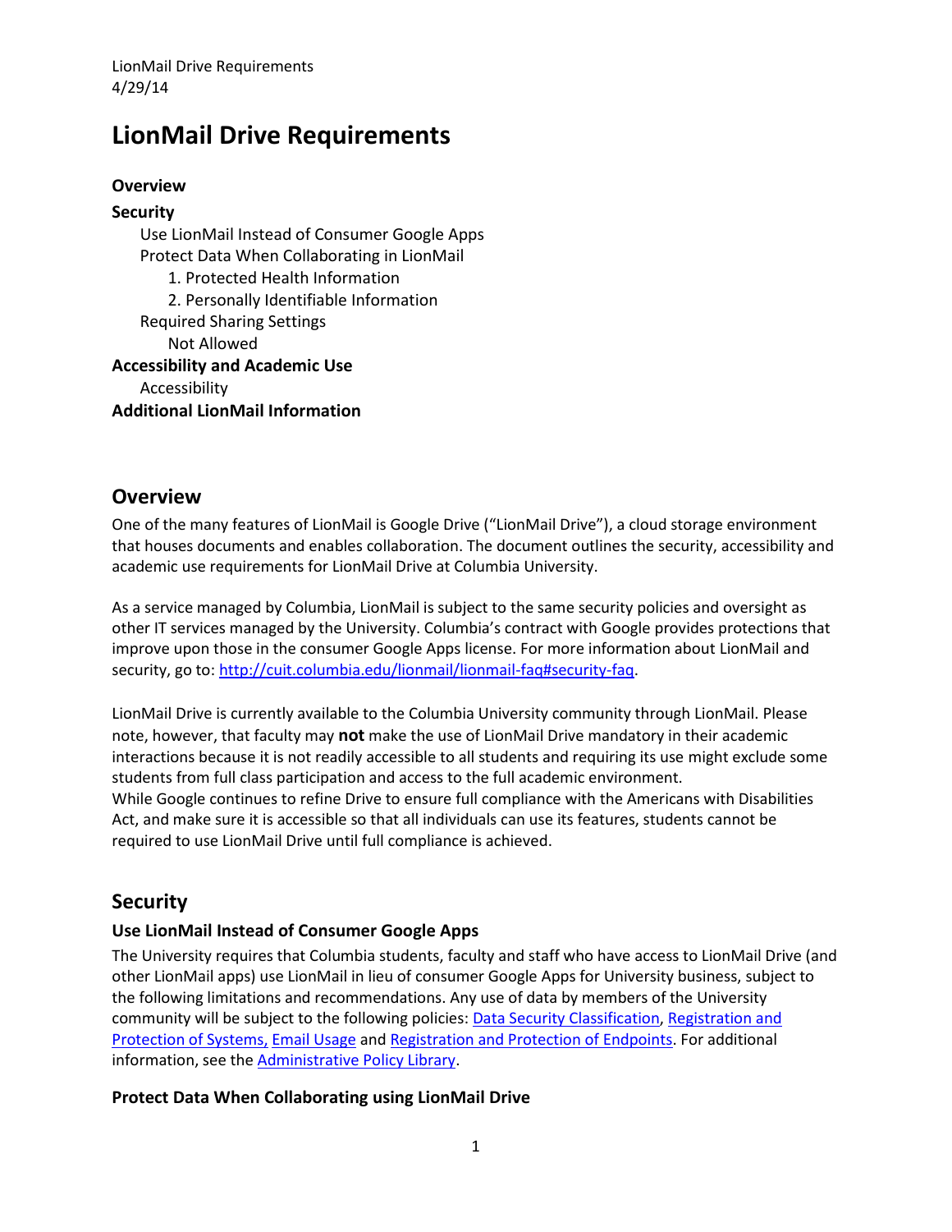# LionMail Drive Requirements

**Overview**

**Security**

- Use LionMail Instead of Consumer Google Apps
- Protect Data When Collaborating in LionMail
  1. Protected Health Information
  2. Personally Identifiable Information
- Required Sharing Settings
  - Not Allowed

**Accessibility and Academic Use**

- Accessibility

**Additional LionMail Information**

## Overview

One of the many features of LionMail is Google Drive ("LionMail Drive"), a cloud storage environment that houses documents and enables collaboration. The document outlines the security, accessibility and academic use requirements for LionMail Drive at Columbia University.

As a service managed by Columbia, LionMail is subject to the same security policies and oversight as other IT services managed by the University. Columbia's contract with Google provides protections that improve upon those in the consumer Google Apps license. For more information about LionMail and security, go to: [http://cuit.columbia.edu/lionmail/lionmail-faq#security-faq](http://cuit.columbia.edu/lionmail/lionmail-faq#security-faq).

LionMail Drive is currently available to the Columbia University community through LionMail. Please note, however, that faculty may **not** make the use of LionMail Drive mandatory in their academic interactions because it is not readily accessible to all students and requiring its use might exclude some students from full class participation and access to the full academic environment.
While Google continues to refine Drive to ensure full compliance with the Americans with Disabilities Act, and make sure it is accessible so that all individuals can use its features, students cannot be required to use LionMail Drive until full compliance is achieved.

## Security

### Use LionMail Instead of Consumer Google Apps

The University requires that Columbia students, faculty and staff who have access to LionMail Drive (and other LionMail apps) use LionMail in lieu of consumer Google Apps for University business, subject to the following limitations and recommendations. Any use of data by members of the University community will be subject to the following policies: Data Security Classification, Registration and Protection of Systems, Email Usage and Registration and Protection of Endpoints. For additional information, see the Administrative Policy Library.

### Protect Data When Collaborating using LionMail Drive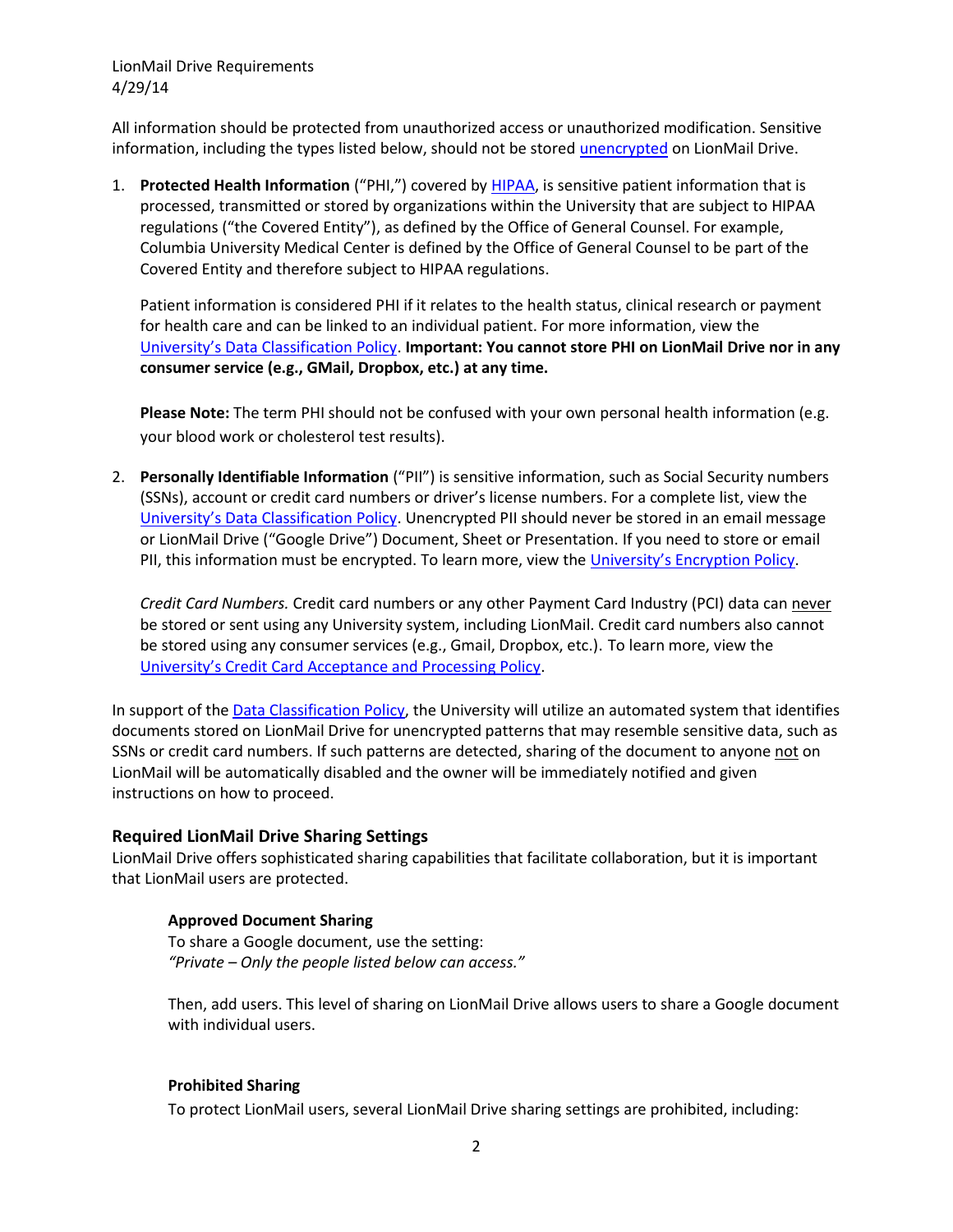All information should be protected from unauthorized access or unauthorized modification. Sensitive information, including the types listed below, should not be stored unencrypted on LionMail Drive.

1. **Protected Health Information** ("PHI,") covered by HIPAA, is sensitive patient information that is processed, transmitted or stored by organizations within the University that are subject to HIPAA regulations ("the Covered Entity"), as defined by the Office of General Counsel. For example, Columbia University Medical Center is defined by the Office of General Counsel to be part of the Covered Entity and therefore subject to HIPAA regulations.

   Patient information is considered PHI if it relates to the health status, clinical research or payment for health care and can be linked to an individual patient. For more information, view the University's Data Classification Policy. **Important: You cannot store PHI on LionMail Drive nor in any consumer service (e.g., GMail, Dropbox, etc.) at any time.**

   **Please Note:** The term PHI should not be confused with your own personal health information (e.g. your blood work or cholesterol test results).

2. **Personally Identifiable Information** ("PII") is sensitive information, such as Social Security numbers (SSNs), account or credit card numbers or driver's license numbers. For a complete list, view the University's Data Classification Policy. Unencrypted PII should never be stored in an email message or LionMail Drive ("Google Drive") Document, Sheet or Presentation. If you need to store or email PII, this information must be encrypted. To learn more, view the University's Encryption Policy.

   *Credit Card Numbers.* Credit card numbers or any other Payment Card Industry (PCI) data can never be stored or sent using any University system, including LionMail. Credit card numbers also cannot be stored using any consumer services (e.g., Gmail, Dropbox, etc.). To learn more, view the University's Credit Card Acceptance and Processing Policy.

In support of the Data Classification Policy, the University will utilize an automated system that identifies documents stored on LionMail Drive for unencrypted patterns that may resemble sensitive data, such as SSNs or credit card numbers. If such patterns are detected, sharing of the document to anyone not on LionMail will be automatically disabled and the owner will be immediately notified and given instructions on how to proceed.

## Required LionMail Drive Sharing Settings

LionMail Drive offers sophisticated sharing capabilities that facilitate collaboration, but it is important that LionMail users are protected.

### Approved Document Sharing

To share a Google document, use the setting:
*"Private – Only the people listed below can access."*

Then, add users. This level of sharing on LionMail Drive allows users to share a Google document with individual users.

### Prohibited Sharing

To protect LionMail users, several LionMail Drive sharing settings are prohibited, including: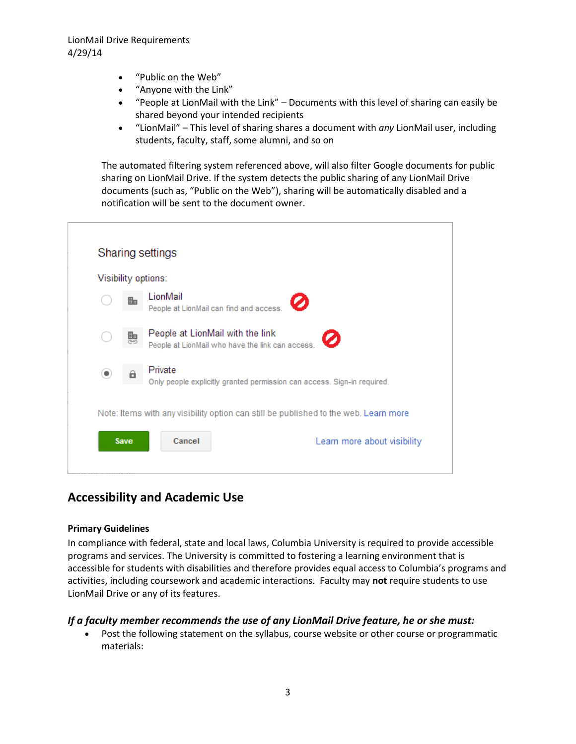- "Public on the Web"
- "Anyone with the Link"
- "People at LionMail with the Link" – Documents with this level of sharing can easily be shared beyond your intended recipients
- "LionMail" – This level of sharing shares a document with *any* LionMail user, including students, faculty, staff, some alumni, and so on

The automated filtering system referenced above, will also filter Google documents for public sharing on LionMail Drive. If the system detects the public sharing of any LionMail Drive documents (such as, "Public on the Web"), sharing will be automatically disabled and a notification will be sent to the document owner.

Sharing settings

Visibility options:

- LionMail
  People at LionMail can find and access.
- People at LionMail with the link
  People at LionMail who have the link can access.
- Private
  Only people explicitly granted permission can access. Sign-in required.

Note: Items with any visibility option can still be published to the web. Learn more

Save | Cancel | Learn more about visibility

## Accessibility and Academic Use

**Primary Guidelines**

In compliance with federal, state and local laws, Columbia University is required to provide accessible programs and services. The University is committed to fostering a learning environment that is accessible for students with disabilities and therefore provides equal access to Columbia's programs and activities, including coursework and academic interactions. Faculty may **not** require students to use LionMail Drive or any of its features.

### *If a faculty member recommends the use of any LionMail Drive feature, he or she must:*

- Post the following statement on the syllabus, course website or other course or programmatic materials: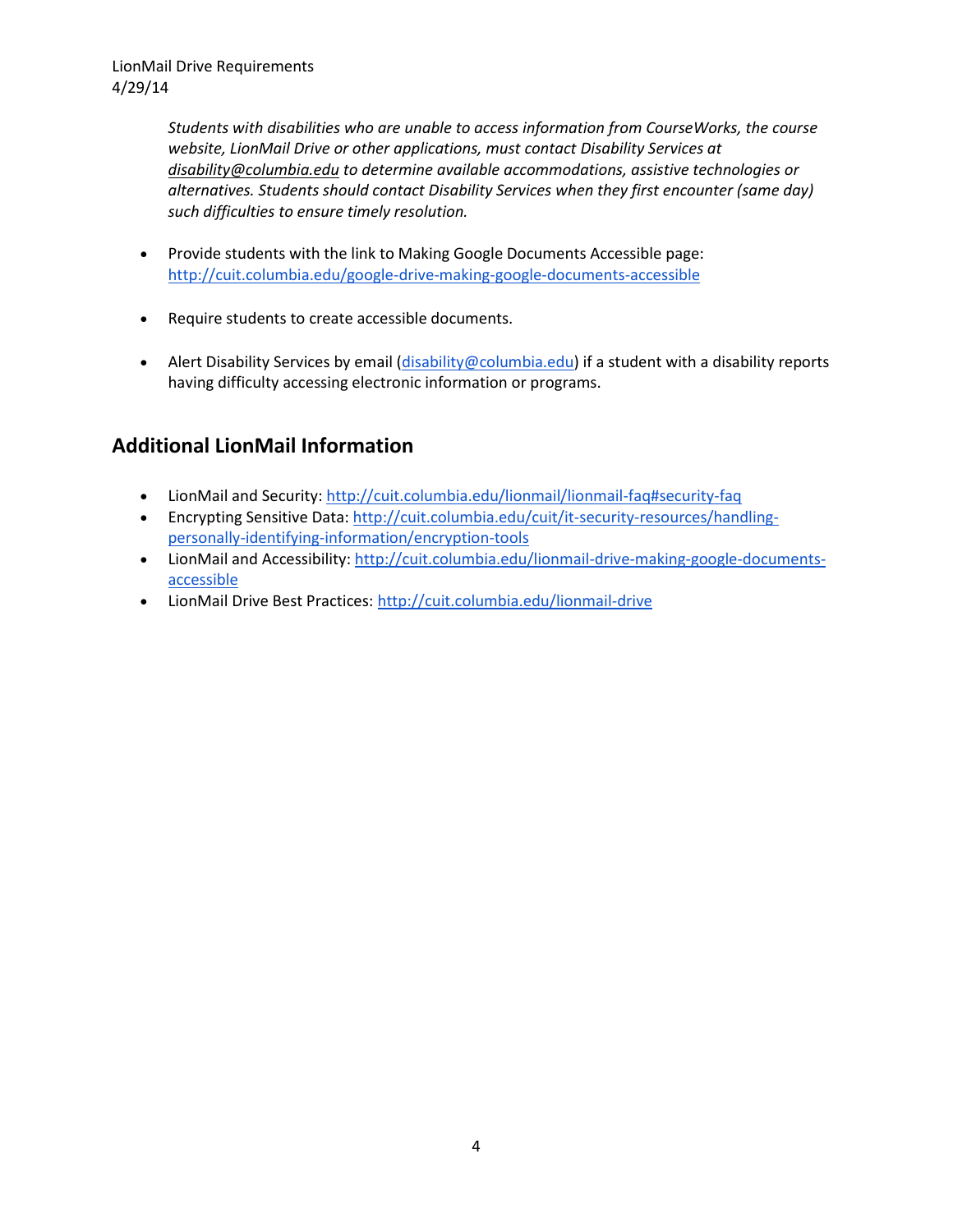*Students with disabilities who are unable to access information from CourseWorks, the course website, LionMail Drive or other applications, must contact Disability Services at disability@columbia.edu to determine available accommodations, assistive technologies or alternatives. Students should contact Disability Services when they first encounter (same day) such difficulties to ensure timely resolution.*

- Provide students with the link to Making Google Documents Accessible page: http://cuit.columbia.edu/google-drive-making-google-documents-accessible

- Require students to create accessible documents.

- Alert Disability Services by email (disability@columbia.edu) if a student with a disability reports having difficulty accessing electronic information or programs.

## Additional LionMail Information

- LionMail and Security: http://cuit.columbia.edu/lionmail/lionmail-faq#security-faq
- Encrypting Sensitive Data: http://cuit.columbia.edu/cuit/it-security-resources/handling-personally-identifying-information/encryption-tools
- LionMail and Accessibility: http://cuit.columbia.edu/lionmail-drive-making-google-documents-accessible
- LionMail Drive Best Practices: http://cuit.columbia.edu/lionmail-drive